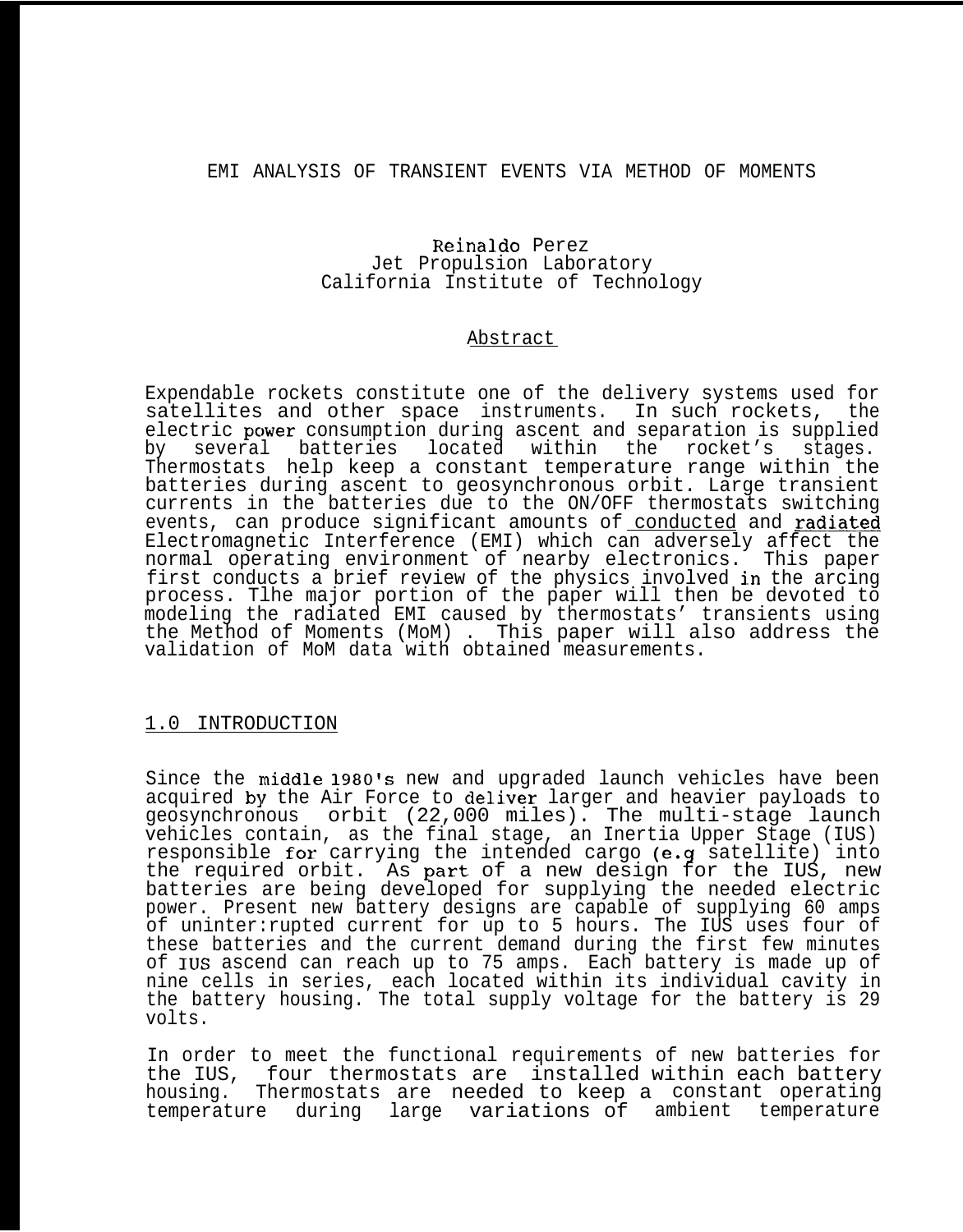# EMI ANALYSIS OF TRANSIENT EVENTS VIA METHOD OF MOMENTS

Reinaldo Perez
Jet Propulsion Laboratory
California Institute of Technology

## Abstract

Expendable rockets constitute one of the delivery systems used for satellites and other space instruments. In such rockets, the electric power consumption during ascent and separation is supplied by several batteries located within the rocket's stages. Thermostats help keep a constant temperature range within the batteries during ascent to geosynchronous orbit. Large transient currents in the batteries due to the ON/OFF thermostats switching events, can produce significant amounts of conducted and radiated Electromagnetic Interference (EMI) which can adversely affect the normal operating environment of nearby electronics. This paper first conducts a brief review of the physics involved in the arcing process. Tlhe major portion of the paper will then be devoted to modeling the radiated EMI caused by thermostats' transients using the Method of Moments (MoM) . This paper will also address the validation of MoM data with obtained measurements.

## 1.0 INTRODUCTION

Since the middle 1980's new and upgraded launch vehicles have been acquired by the Air Force to deliver larger and heavier payloads to geosynchronous orbit (22,000 miles). The multi-stage launch vehicles contain, as the final stage, an Inertia Upper Stage (IUS) responsible for carrying the intended cargo (e.g satellite) into the required orbit. As part of a new design for the IUS, new batteries are being developed for supplying the needed electric power. Present new battery designs are capable of supplying 60 amps of uninter:rupted current for up to 5 hours. The IUS uses four of these batteries and the current demand during the first few minutes of IUS ascend can reach up to 75 amps. Each battery is made up of nine cells in series, each located within its individual cavity in the battery housing. The total supply voltage for the battery is 29 volts.

In order to meet the functional requirements of new batteries for the IUS, four thermostats are installed within each battery housing. Thermostats are needed to keep a constant operating temperature during large variations of ambient temperature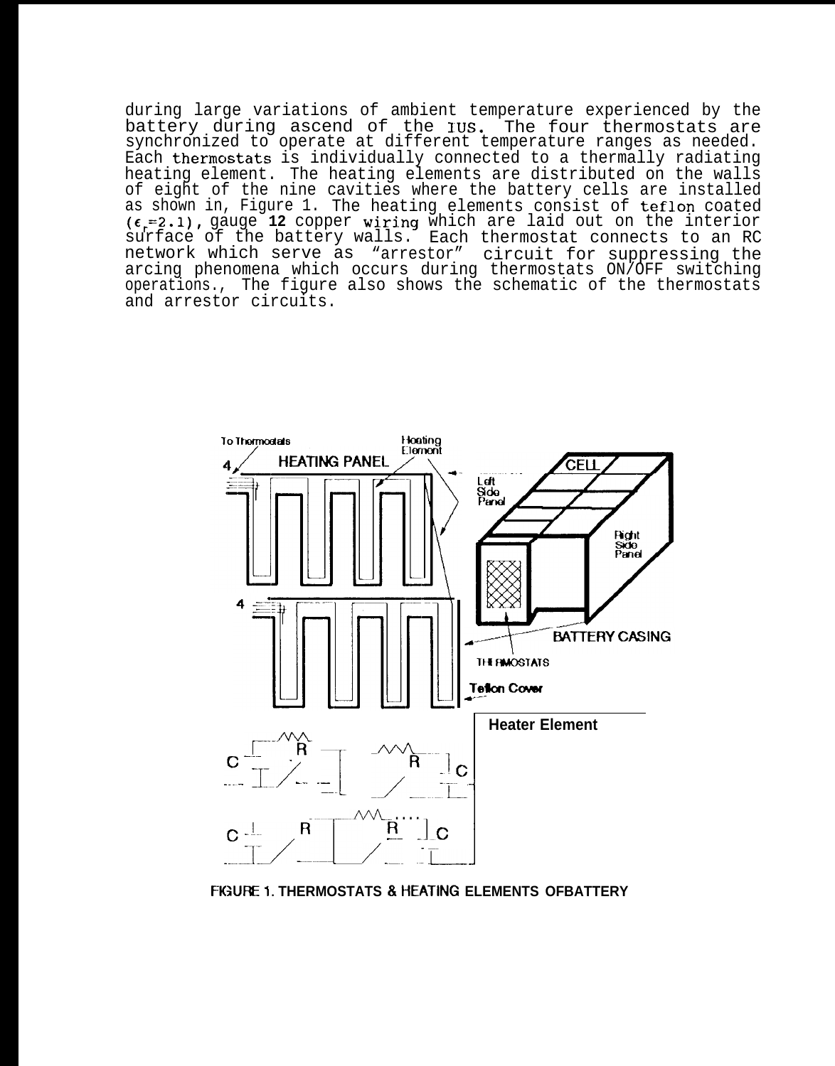during large variations of ambient temperature experienced by the battery during ascend of the IUS. The four thermostats are synchronized to operate at different temperature ranges as needed. Each thermostats is individually connected to a thermally radiating heating element. The heating elements are distributed on the walls of eight of the nine cavities where the battery cells are installed as shown in, Figure 1. The heating elements consist of teflon coated ($\epsilon_r$=2.1), gauge **12** copper wiring which are laid out on the interior surface of the battery walls. Each thermostat connects to an RC network which serve as "arrestor" circuit for suppressing the arcing phenomena which occurs during thermostats ON/OFF switching operations., The figure also shows the schematic of the thermostats and arrestor circuits.

**FIGURE 1. THERMOSTATS & HEATING ELEMENTS OFBATTERY**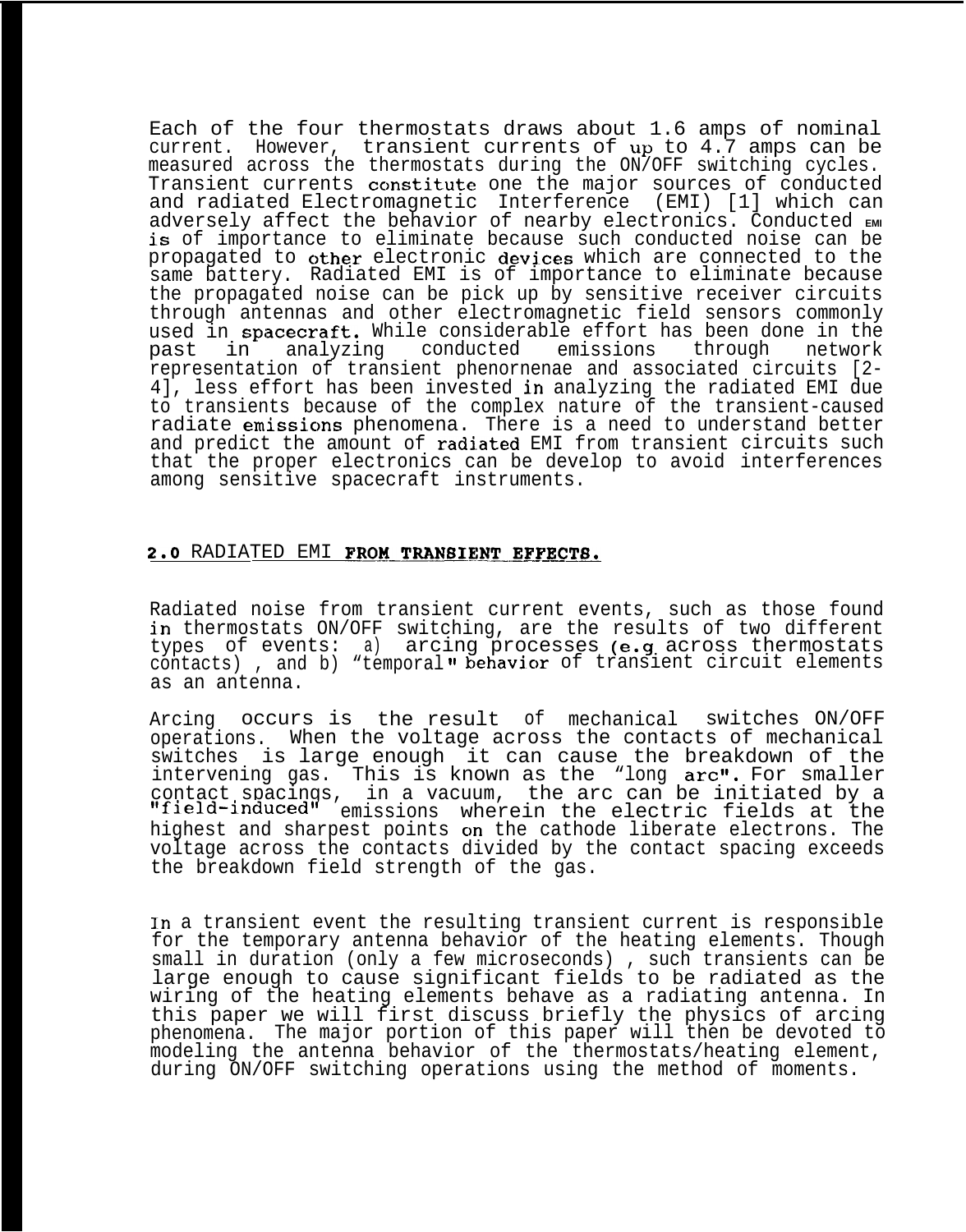Each of the four thermostats draws about 1.6 amps of nominal current. However, transient currents of up to 4.7 amps can be measured across the thermostats during the ON/OFF switching cycles. Transient currents constitute one the major sources of conducted and radiated Electromagnetic Interference (EMI) [1] which can adversely affect the behavior of nearby electronics. Conducted EMI is of importance to eliminate because such conducted noise can be propagated to other electronic devices which are connected to the same battery. Radiated EMI is of importance to eliminate because the propagated noise can be pick up by sensitive receiver circuits through antennas and other electromagnetic field sensors commonly used in spacecraft. While considerable effort has been done in the past in analyzing conducted emissions through network representation of transient phenornenae and associated circuits [2-4], less effort has been invested in analyzing the radiated EMI due to transients because of the complex nature of the transient-caused radiate emissions phenomena. There is a need to understand better and predict the amount of radiated EMI from transient circuits such that the proper electronics can be develop to avoid interferences among sensitive spacecraft instruments.

## 2.0 RADIATED EMI FROM TRANSIENT EFFECTS.

Radiated noise from transient current events, such as those found in thermostats ON/OFF switching, are the results of two different types of events: a) arcing processes (e.g across thermostats contacts) , and b) "temporal" behavior of transient circuit elements as an antenna.

Arcing occurs is the result of mechanical switches ON/OFF operations. When the voltage across the contacts of mechanical switches is large enough it can cause the breakdown of the intervening gas. This is known as the "long arc". For smaller contact spacings, in a vacuum, the arc can be initiated by a "field-induced" emissions wherein the electric fields at the highest and sharpest points on the cathode liberate electrons. The voltage across the contacts divided by the contact spacing exceeds the breakdown field strength of the gas.

In a transient event the resulting transient current is responsible for the temporary antenna behavior of the heating elements. Though small in duration (only a few microseconds) , such transients can be large enough to cause significant fields to be radiated as the wiring of the heating elements behave as a radiating antenna. In this paper we will first discuss briefly the physics of arcing phenomena. The major portion of this paper will then be devoted to modeling the antenna behavior of the thermostats/heating element, during ON/OFF switching operations using the method of moments.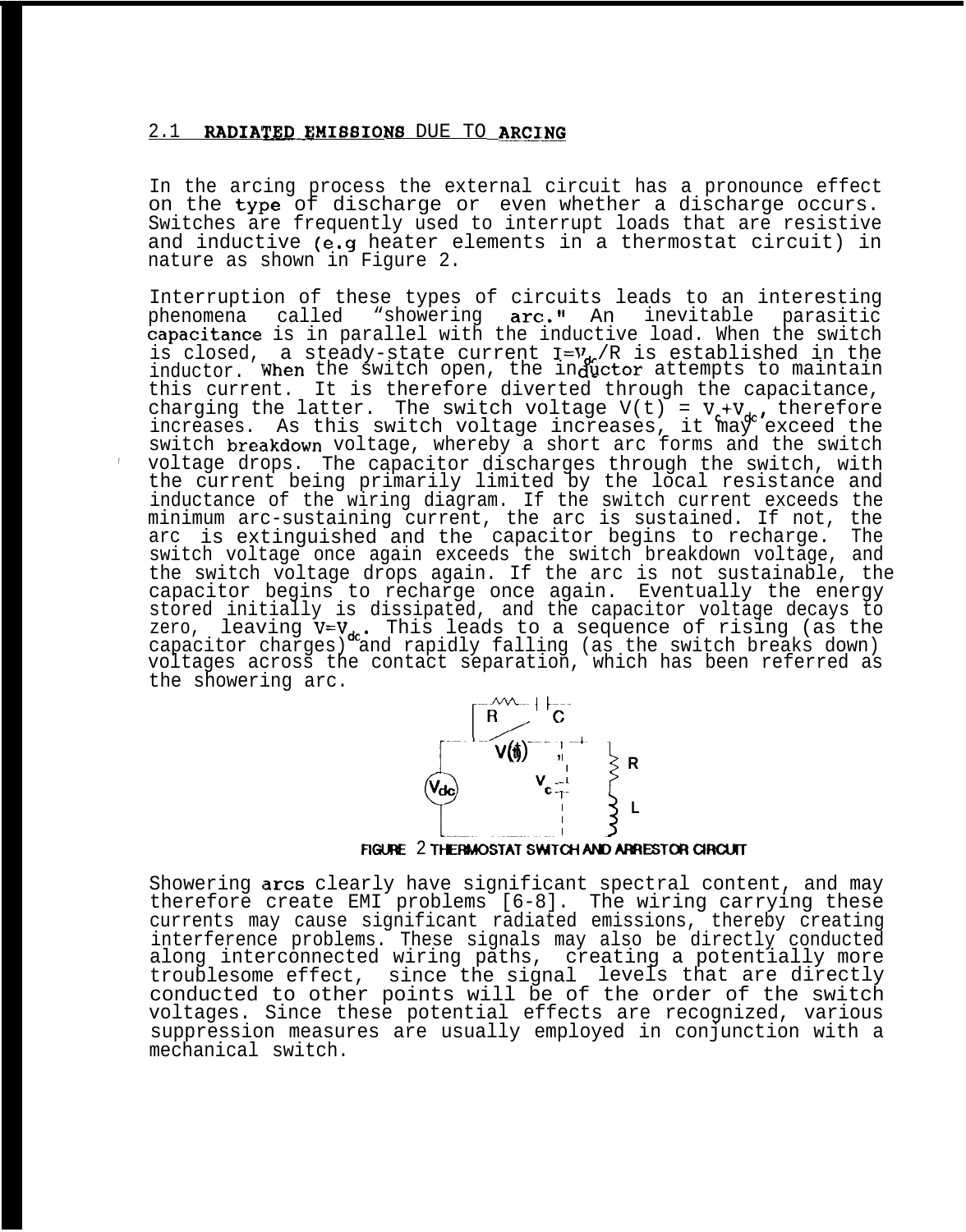## 2.1 RADIATED EMISSIONS DUE TO ARCING

In the arcing process the external circuit has a pronounce effect on the type of discharge or even whether a discharge occurs. Switches are frequently used to interrupt loads that are resistive and inductive (e.g heater elements in a thermostat circuit) in nature as shown in Figure 2.

Interruption of these types of circuits leads to an interesting phenomena called "showering arc." An inevitable parasitic capacitance is in parallel with the inductive load. When the switch is closed, a steady-state current $I=V_{dc}/R$ is established in the inductor. When the switch open, the inductor attempts to maintain this current. It is therefore diverted through the capacitance, charging the latter. The switch voltage $V(t) = V_c+V_{dc}$, therefore increases. As this switch voltage increases, it may exceed the switch breakdown voltage, whereby a short arc forms and the switch voltage drops. The capacitor discharges through the switch, with the current being primarily limited by the local resistance and inductance of the wiring diagram. If the switch current exceeds the minimum arc-sustaining current, the arc is sustained. If not, the arc is extinguished and the capacitor begins to recharge. The switch voltage once again exceeds the switch breakdown voltage, and the switch voltage drops again. If the arc is not sustainable, the capacitor begins to recharge once again. Eventually the energy stored initially is dissipated, and the capacitor voltage decays to zero, leaving $V=V_{dc}$. This leads to a sequence of rising (as the capacitor charges) and rapidly falling (as the switch breaks down) voltages across the contact separation, which has been referred as the showering arc.

FIGURE 2 THERMOSTAT SWITCH AND ARRESTOR CIRCUIT

Showering arcs clearly have significant spectral content, and may therefore create EMI problems [6-8]. The wiring carrying these currents may cause significant radiated emissions, thereby creating interference problems. These signals may also be directly conducted along interconnected wiring paths, creating a potentially more troublesome effect, since the signal levels that are directly conducted to other points will be of the order of the switch voltages. Since these potential effects are recognized, various suppression measures are usually employed in conjunction with a mechanical switch.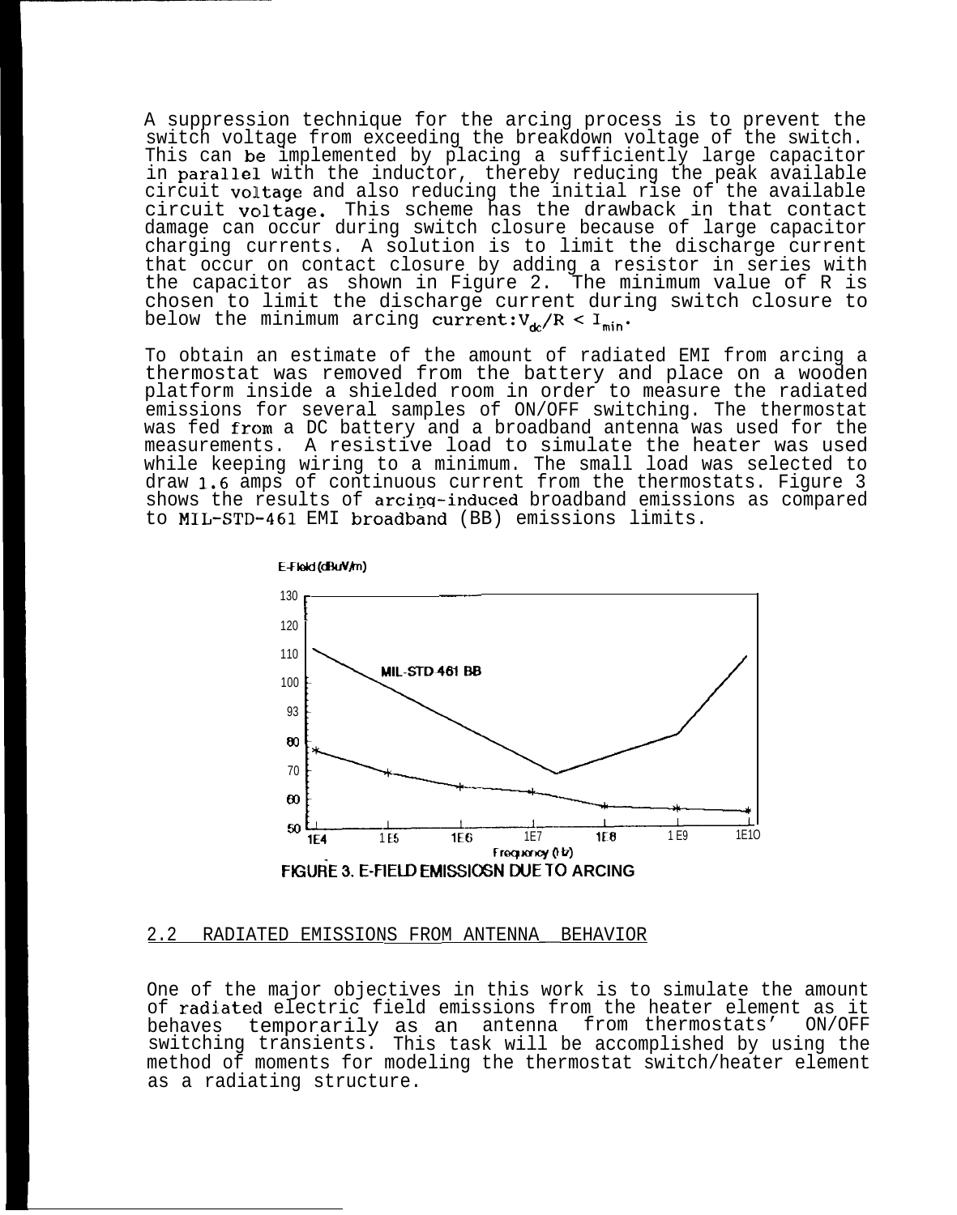A suppression technique for the arcing process is to prevent the switch voltage from exceeding the breakdown voltage of the switch. This can be implemented by placing a sufficiently large capacitor in parallel with the inductor, thereby reducing the peak available circuit voltage and also reducing the initial rise of the available circuit voltage. This scheme has the drawback in that contact damage can occur during switch closure because of large capacitor charging currents. A solution is to limit the discharge current that occur on contact closure by adding a resistor in series with the capacitor as shown in Figure 2. The minimum value of R is chosen to limit the discharge current during switch closure to below the minimum arcing current: $V_{dc}/R < I_{min}$.

To obtain an estimate of the amount of radiated EMI from arcing a thermostat was removed from the battery and place on a wooden platform inside a shielded room in order to measure the radiated emissions for several samples of ON/OFF switching. The thermostat was fed from a DC battery and a broadband antenna was used for the measurements. A resistive load to simulate the heater was used while keeping wiring to a minimum. The small load was selected to draw 1.6 amps of continuous current from the thermostats. Figure 3 shows the results of arcing-induced broadband emissions as compared to MIL-STD-461 EMI broadband (BB) emissions limits.

FIGURE 3. E-FIELD EMISSIOSN DUE TO ARCING

## 2.2 RADIATED EMISSIONS FROM ANTENNA BEHAVIOR

One of the major objectives in this work is to simulate the amount of radiated electric field emissions from the heater element as it behaves temporarily as an antenna from thermostats' ON/OFF switching transients. This task will be accomplished by using the method of moments for modeling the thermostat switch/heater element as a radiating structure.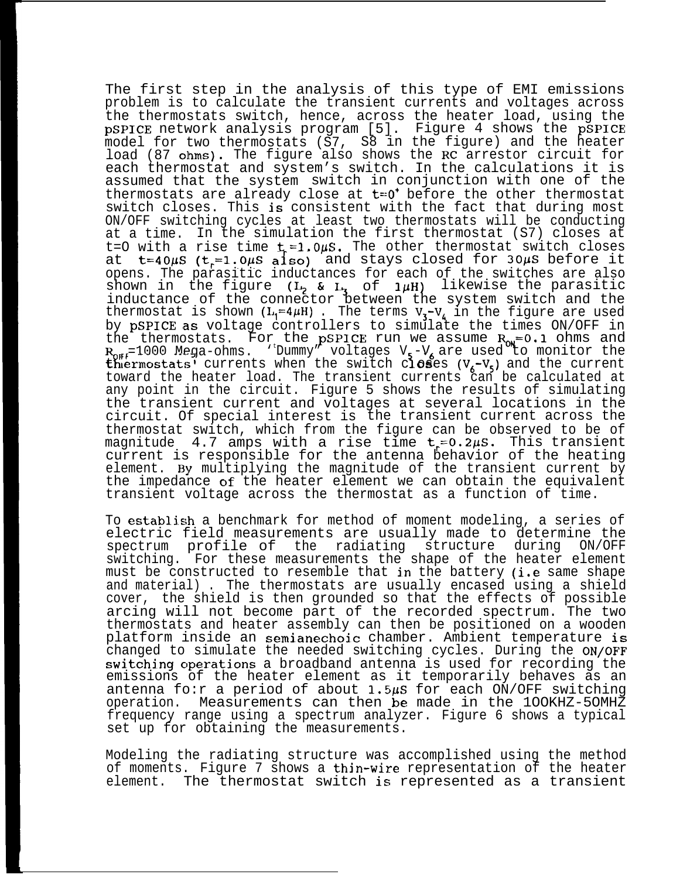The first step in the analysis of this type of EMI emissions problem is to calculate the transient currents and voltages across the thermostats switch, hence, across the heater load, using the pSPICE network analysis program [5]. Figure 4 shows the pSPICE model for two thermostats (S7, S8 in the figure) and the heater load (87 ohms). The figure also shows the RC arrestor circuit for each thermostat and system's switch. In the calculations it is assumed that the system switch in conjunction with one of the thermostats are already close at $t=0^+$ before the other thermostat switch closes. This is consistent with the fact that during most ON/OFF switching cycles at least two thermostats will be conducting at a time. In the simulation the first thermostat (S7) closes at t=0 with a rise time $t_r=1.0\mu S$. The other thermostat switch closes at $t=40\mu S$ ($t_r=1.0\mu S$ also) and stays closed for $30\mu S$ before it opens. The parasitic inductances for each of the switches are also shown in the figure ($L_2$ & $L_3$ of $1\mu H$) likewise the parasitic inductance of the connector between the system switch and the thermostat is shown ($L_1=4\mu H$). The terms $V_3$-$V_4$ in the figure are used by pSPICE as voltage controllers to simulate the times ON/OFF in the thermostats. For the pSPICE run we assume $R_{ON}=0.1$ ohms and $R_{OFF}=1000$ Mega-ohms. "Dummy" voltages $V_5$-$V_6$ are used to monitor the thermostats' currents when the switch closes ($V_6$-$V_5$) and the current toward the heater load. The transient currents can be calculated at any point in the circuit. Figure 5 shows the results of simulating the transient current and voltages at several locations in the circuit. Of special interest is the transient current across the thermostat switch, which from the figure can be observed to be of magnitude 4.7 amps with a rise time $t_r=0.2\mu S$. This transient current is responsible for the antenna behavior of the heating element. By multiplying the magnitude of the transient current by the impedance of the heater element we can obtain the equivalent transient voltage across the thermostat as a function of time.

To establish a benchmark for method of moment modeling, a series of electric field measurements are usually made to determine the spectrum profile of the radiating structure during ON/OFF switching. For these measurements the shape of the heater element must be constructed to resemble that in the battery (i.e same shape and material). The thermostats are usually encased using a shield cover, the shield is then grounded so that the effects of possible arcing will not become part of the recorded spectrum. The two thermostats and heater assembly can then be positioned on a wooden platform inside an semianechoic chamber. Ambient temperature is changed to simulate the needed switching cycles. During the ON/OFF switching operations a broadband antenna is used for recording the emissions of the heater element as it temporarily behaves as an antenna for a period of about $1.5\mu S$ for each ON/OFF switching operation. Measurements can then be made in the 100KHZ-50MHZ frequency range using a spectrum analyzer. Figure 6 shows a typical set up for obtaining the measurements.

Modeling the radiating structure was accomplished using the method of moments. Figure 7 shows a thin-wire representation of the heater element. The thermostat switch is represented as a transient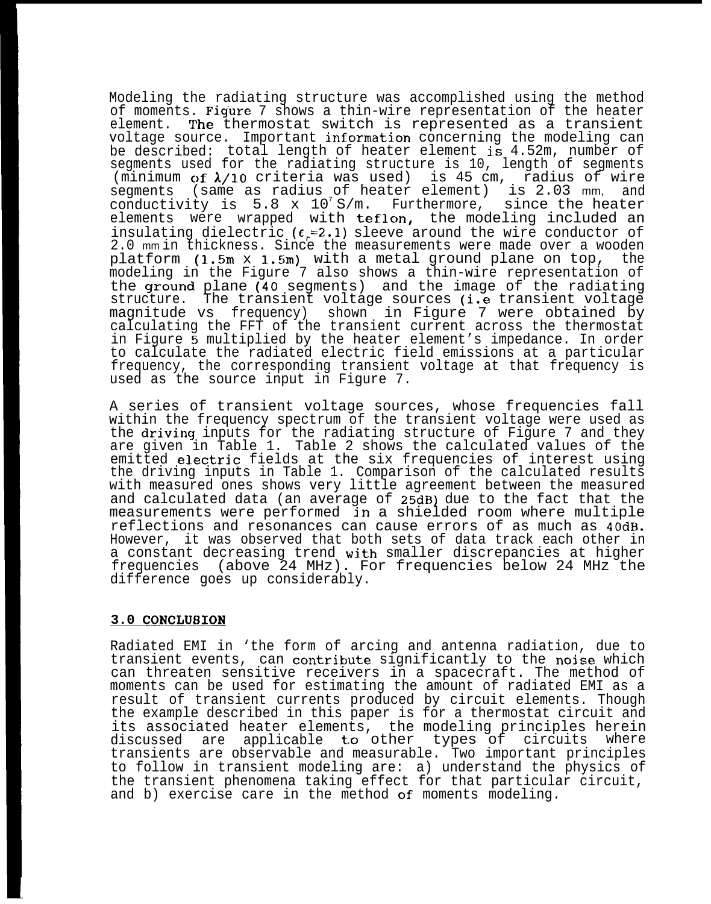Modeling the radiating structure was accomplished using the method of moments. Figure 7 shows a thin-wire representation of the heater element. The thermostat switch is represented as a transient voltage source. Important information concerning the modeling can be described: total length of heater element is 4.52m, number of segments used for the radiating structure is 10, length of segments (minimum of $\lambda/10$ criteria was used) is 45 cm, radius of wire segments (same as radius of heater element) is 2.03 mm, and conductivity is 5.8 x $10^7$ S/m. Furthermore, since the heater elements were wrapped with teflon, the modeling included an insulating dielectric ($\epsilon_r$=2.1) sleeve around the wire conductor of 2.0 mm in thickness. Since the measurements were made over a wooden platform (1.5m x 1.5m) with a metal ground plane on top, the modeling in the Figure 7 also shows a thin-wire representation of the ground plane (40 segments) and the image of the radiating structure. The transient voltage sources (i.e transient voltage magnitude vs frequency) shown in Figure 7 were obtained by calculating the FFT of the transient current across the thermostat in Figure 5 multiplied by the heater element's impedance. In order to calculate the radiated electric field emissions at a particular frequency, the corresponding transient voltage at that frequency is used as the source input in Figure 7.

A series of transient voltage sources, whose frequencies fall within the frequency spectrum of the transient voltage were used as the driving inputs for the radiating structure of Figure 7 and they are given in Table 1. Table 2 shows the calculated values of the emitted electric fields at the six frequencies of interest using the driving inputs in Table 1. Comparison of the calculated results with measured ones shows very little agreement between the measured and calculated data (an average of 25dB) due to the fact that the measurements were performed in a shielded room where multiple reflections and resonances can cause errors of as much as 40dB. However, it was observed that both sets of data track each other in a constant decreasing trend with smaller discrepancies at higher frequencies (above 24 MHz). For frequencies below 24 MHz the difference goes up considerably.

## 3.0 CONCLUSION

Radiated EMI in 'the form of arcing and antenna radiation, due to transient events, can contribute significantly to the noise which can threaten sensitive receivers in a spacecraft. The method of moments can be used for estimating the amount of radiated EMI as a result of transient currents produced by circuit elements. Though the example described in this paper is for a thermostat circuit and its associated heater elements, the modeling principles herein discussed are applicable to other types of circuits where transients are observable and measurable. Two important principles to follow in transient modeling are: a) understand the physics of the transient phenomena taking effect for that particular circuit, and b) exercise care in the method of moments modeling.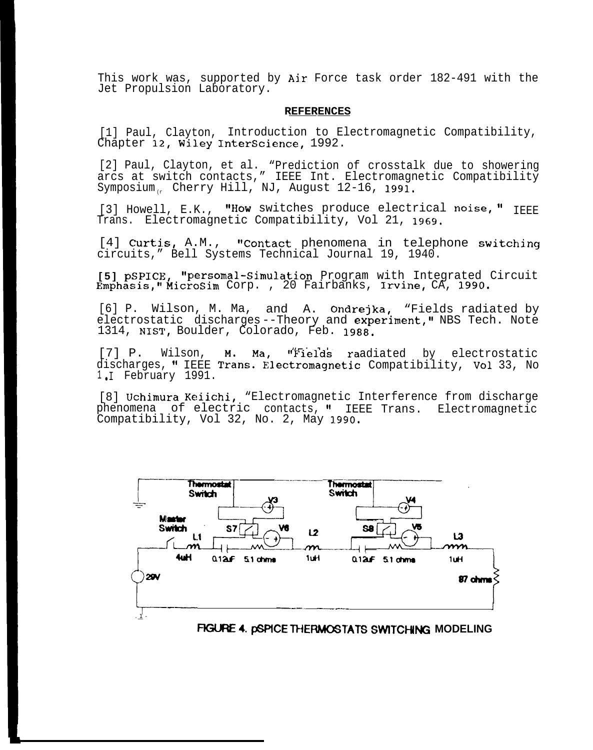This work was, supported by Air Force task order 182-491 with the Jet Propulsion Laboratory.

## REFERENCES

[1] Paul, Clayton, Introduction to Electromagnetic Compatibility, Chapter 12, Wiley InterScience, 1992.

[2] Paul, Clayton, et al. "Prediction of crosstalk due to showering arcs at switch contacts," IEEE Int. Electromagnetic Compatibility Symposium, Cherry Hill, NJ, August 12-16, 1991.

[3] Howell, E.K., "How switches produce electrical noise," IEEE Trans. Electromagnetic Compatibility, Vol 21, 1969.

[4] Curtis, A.M., "Contact phenomena in telephone switching circuits," Bell Systems Technical Journal 19, 1940.

[5] pSPICE, "persomal-Simulation Program with Integrated Circuit Emphasis," MicroSim Corp. , 20 Fairbanks, Irvine, CA, 1990.

[6] P. Wilson, M. Ma, and A. Ondrejka, "Fields radiated by electrostatic discharges--Theory and experiment," NBS Tech. Note 1314, NIST, Boulder, Colorado, Feb. 1988.

[7] P. Wilson, M. Ma, "Fields raadiated by electrostatic discharges," IEEE Trans. Electromagnetic Compatibility, Vol 33, No 1, February 1991.

[8] Uchimura Keiichi, "Electromagnetic Interference from discharge phenomena of electric contacts," IEEE Trans. Electromagnetic Compatibility, Vol 32, No. 2, May 1990.

Thermostat Switch | Thermostat Switch | V3 | V4 | Master Switch | S7 | V6 | S8 | V5 | L1 | L2 | L3 | 4uH | 0.12uF | 5.1 ohms | 1uH | 0.12uF | 5.1 ohms | 1uH | 29V | 87 ohms

FIGURE 4. pSPICE THERMOSTATS SWITCHING MODELING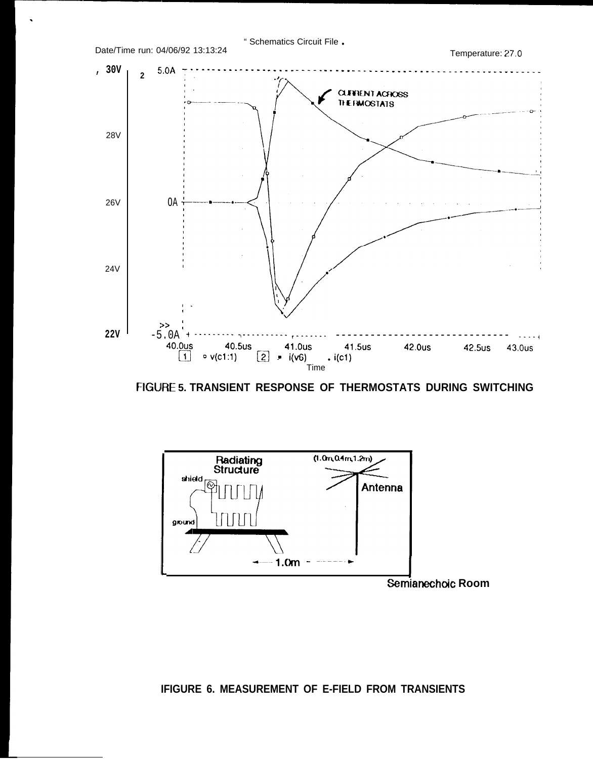FIGURE 5. TRANSIENT RESPONSE OF THERMOSTATS DURING SWITCHING

IFIGURE 6. MEASUREMENT OF E-FIELD FROM TRANSIENTS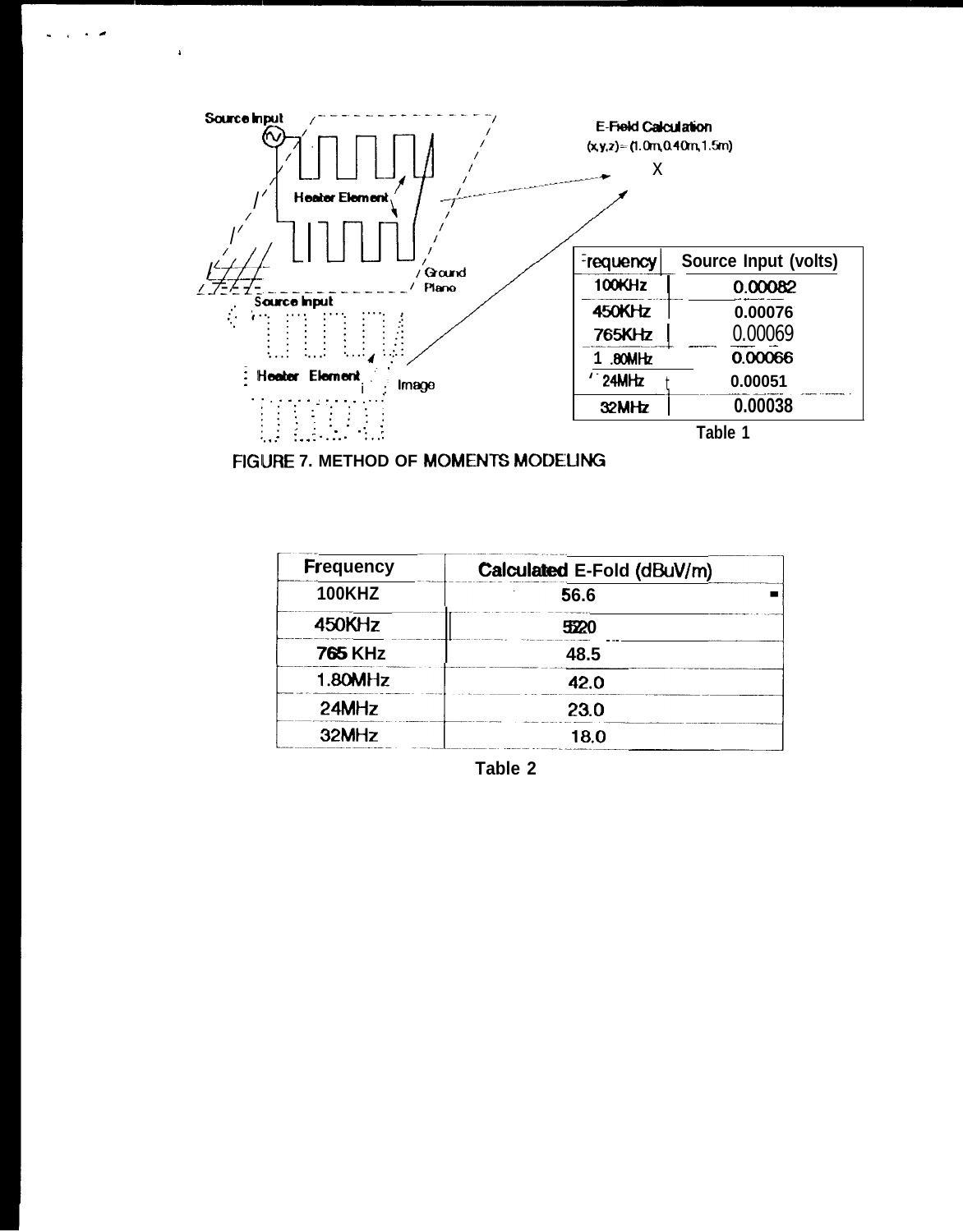Source Input

Heater Element

Ground Plane

Source Input

Heater Element

Image

E-Field Calculation

(x,y,z) = (1.0m,0.40m,1.5m)

X

| Frequency | Source Input (volts) |
|---|---|
| 100KHz | 0.00082 |
| 450KHz | 0.00076 |
| 765KHz | 0.00069 |
| 1.80MHz | 0.00066 |
| 24MHz | 0.00051 |
| 32MHz | 0.00038 |

Table 1

FIGURE 7. METHOD OF MOMENTS MODELING

| Frequency | Calculated E-Fold (dBuV/m) |
|---|---|
| 100KHZ | 56.6 |
| 450KHz | 52.0 |
| 765 KHz | 48.5 |
| 1.80MHz | 42.0 |
| 24MHz | 23.0 |
| 32MHz | 18.0 |

Table 2